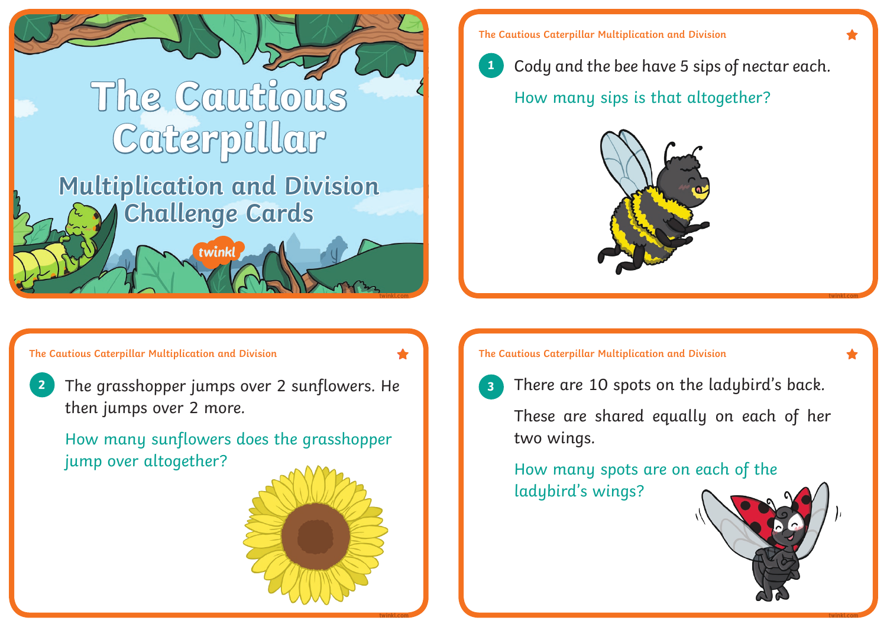# The Cautious Caterpillar

## Multiplication and Division Challenge Cards

---

The Cautious Caterpillar Multiplication and Division

1. Cody and the bee have 5 sips of nectar each.

   How many sips is that altogether?

---

The Cautious Caterpillar Multiplication and Division

2. The grasshopper jumps over 2 sunflowers. He then jumps over 2 more.

   How many sunflowers does the grasshopper jump over altogether?

---

The Cautious Caterpillar Multiplication and Division

3. There are 10 spots on the ladybird's back.

   These are shared equally on each of her two wings.

   How many spots are on each of the ladybird's wings?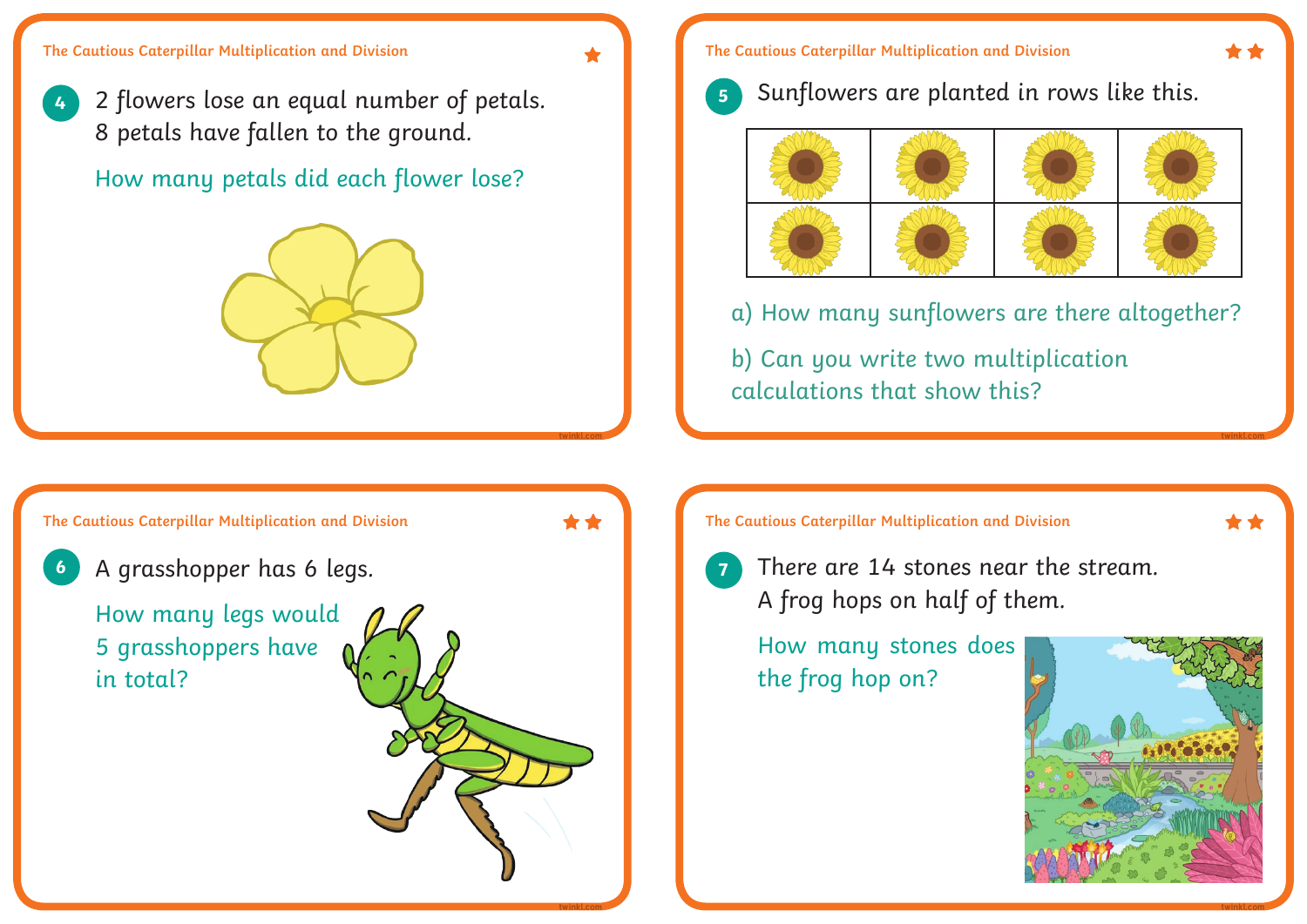The Cautious Caterpillar Multiplication and Division ★

**4** 2 flowers lose an equal number of petals.
8 petals have fallen to the ground.

How many petals did each flower lose?

The Cautious Caterpillar Multiplication and Division ★★

**5** Sunflowers are planted in rows like this.

a) How many sunflowers are there altogether?

b) Can you write two multiplication calculations that show this?

The Cautious Caterpillar Multiplication and Division ★★

**6** A grasshopper has 6 legs.

How many legs would 5 grasshoppers have in total?

The Cautious Caterpillar Multiplication and Division ★★

**7** There are 14 stones near the stream.
A frog hops on half of them.

How many stones does the frog hop on?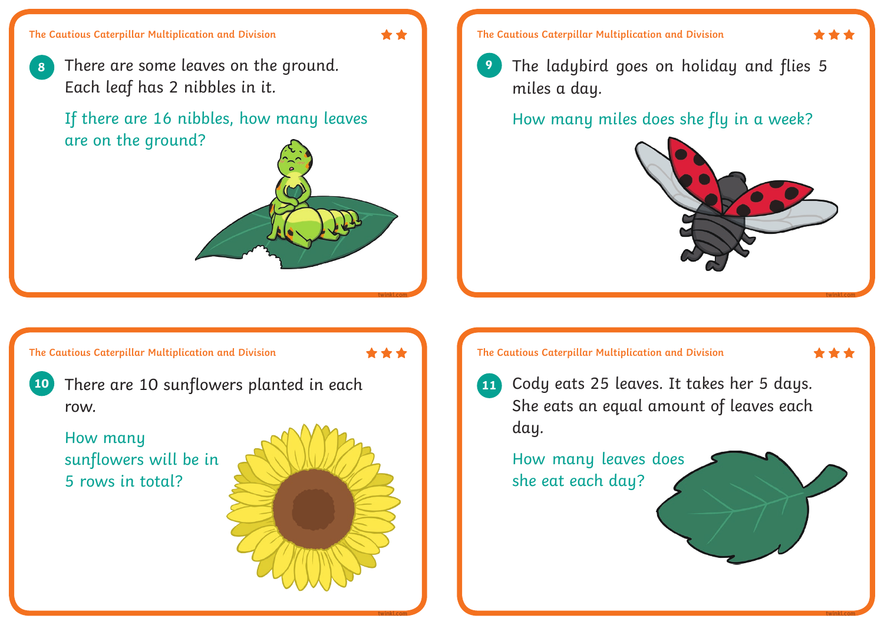The Cautious Caterpillar Multiplication and Division ★★

**8** There are some leaves on the ground. Each leaf has 2 nibbles in it.

If there are 16 nibbles, how many leaves are on the ground?

The Cautious Caterpillar Multiplication and Division ★★★

**9** The ladybird goes on holiday and flies 5 miles a day.

How many miles does she fly in a week?

The Cautious Caterpillar Multiplication and Division ★★★

**10** There are 10 sunflowers planted in each row.

How many sunflowers will be in 5 rows in total?

The Cautious Caterpillar Multiplication and Division ★★★

**11** Cody eats 25 leaves. It takes her 5 days. She eats an equal amount of leaves each day.

How many leaves does she eat each day?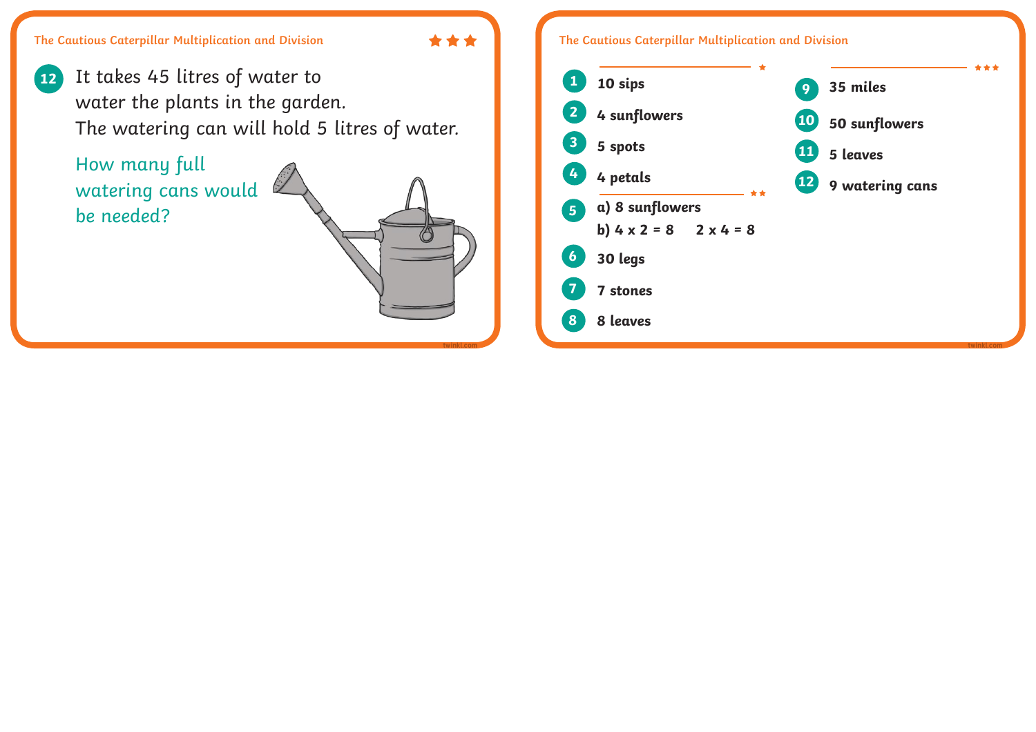## The Cautious Caterpillar Multiplication and Division

★★★

**12** It takes 45 litres of water to water the plants in the garden. The watering can will hold 5 litres of water.

How many full watering cans would be needed?

## The Cautious Caterpillar Multiplication and Division

★

1. **10 sips**
2. **4 sunflowers**
3. **5 spots**
4. **4 petals**

★★

5. **a) 8 sunflowers**
   **b) 4 x 2 = 8     2 x 4 = 8**
6. **30 legs**
7. **7 stones**
8. **8 leaves**

★★★

9. **35 miles**
10. **50 sunflowers**
11. **5 leaves**
12. **9 watering cans**